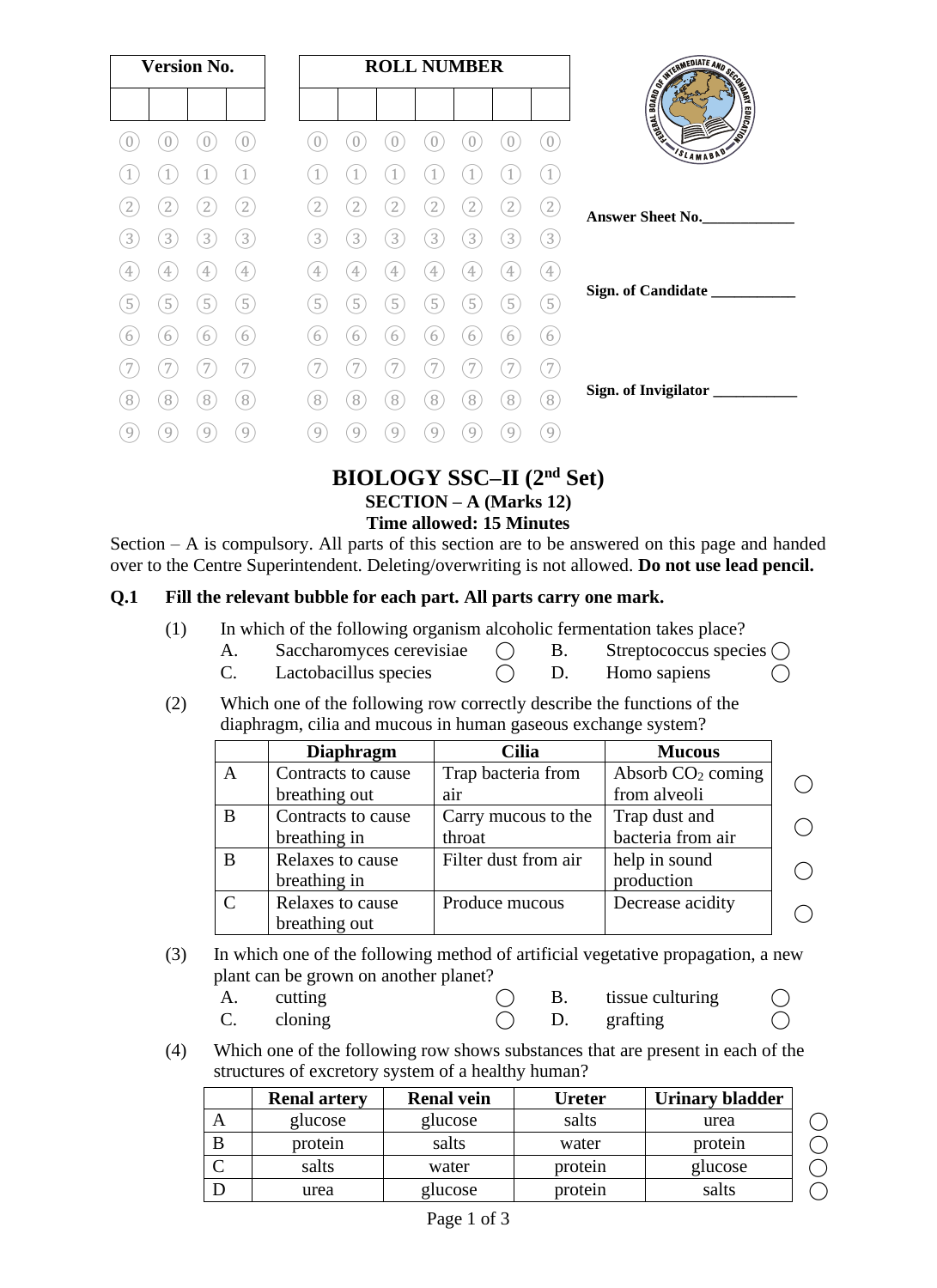| Version No. | | | |
|---|---|---|---|
| | | | |

| ROLL NUMBER | | | | | | |
|---|---|---|---|---|---|---|
| | | | | | | |

Answer Sheet No.____________

Sign. of Candidate ___________

Sign. of Invigilator ___________

# BIOLOGY SSC–II (2nd Set)

## SECTION – A (Marks 12)

### Time allowed: 15 Minutes

Section – A is compulsory. All parts of this section are to be answered on this page and handed over to the Centre Superintendent. Deleting/overwriting is not allowed. **Do not use lead pencil.**

**Q.1 Fill the relevant bubble for each part. All parts carry one mark.**

(1) In which of the following organism alcoholic fermentation takes place?

A. Saccharomyces cerevisiae ◯ B. Streptococcus species ◯
C. Lactobacillus species ◯ D. Homo sapiens ◯

(2) Which one of the following row correctly describe the functions of the diaphragm, cilia and mucous in human gaseous exchange system?

| | Diaphragm | Cilia | Mucous | |
|---|---|---|---|---|
| A | Contracts to cause breathing out | Trap bacteria from air | Absorb $CO_2$ coming from alveoli | ◯ |
| B | Contracts to cause breathing in | Carry mucous to the throat | Trap dust and bacteria from air | ◯ |
| B | Relaxes to cause breathing in | Filter dust from air | help in sound production | ◯ |
| C | Relaxes to cause breathing out | Produce mucous | Decrease acidity | ◯ |

(3) In which one of the following method of artificial vegetative propagation, a new plant can be grown on another planet?

A. cutting ◯ B. tissue culturing ◯
C. cloning ◯ D. grafting ◯

(4) Which one of the following row shows substances that are present in each of the structures of excretory system of a healthy human?

| | Renal artery | Renal vein | Ureter | Urinary bladder | |
|---|---|---|---|---|---|
| A | glucose | glucose | salts | urea | ◯ |
| B | protein | salts | water | protein | ◯ |
| C | salts | water | protein | glucose | ◯ |
| D | urea | glucose | protein | salts | ◯ |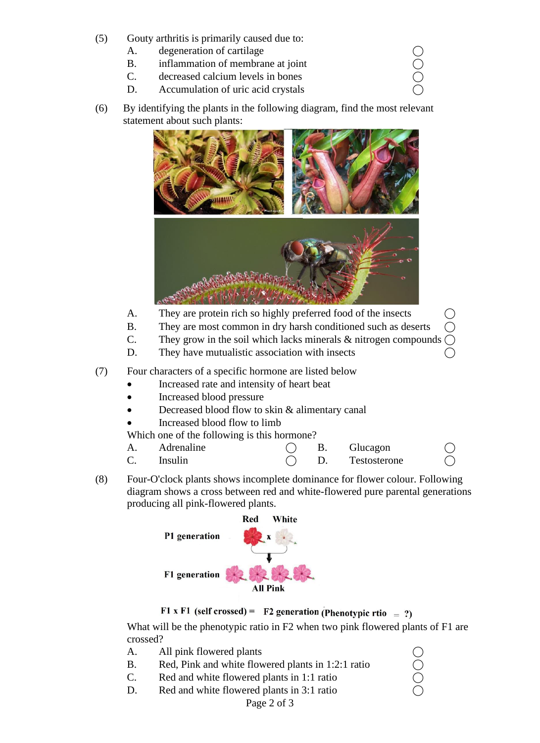(5) Gouty arthritis is primarily caused due to:

A. degeneration of cartilage ◯
B. inflammation of membrane at joint ◯
C. decreased calcium levels in bones ◯
D. Accumulation of uric acid crystals ◯

(6) By identifying the plants in the following diagram, find the most relevant statement about such plants:

A. They are protein rich so highly preferred food of the insects ◯
B. They are most common in dry harsh conditioned such as deserts ◯
C. They grow in the soil which lacks minerals & nitrogen compounds ◯
D. They have mutualistic association with insects ◯

(7) Four characters of a specific hormone are listed below

- Increased rate and intensity of heart beat
- Increased blood pressure
- Decreased blood flow to skin & alimentary canal
- Increased blood flow to limb

Which one of the following is this hormone?

A. Adrenaline ◯ B. Glucagon ◯
C. Insulin ◯ D. Testosterone ◯

(8) Four-O'clock plants shows incomplete dominance for flower colour. Following diagram shows a cross between red and white-flowered pure parental generations producing all pink-flowered plants.

**Red** **White**

**P1 generation** Red x White

**F1 generation** **All Pink**

**F1 x F1 (self crossed) = F2 generation (Phenotypic rtio = ?)**

What will be the phenotypic ratio in F2 when two pink flowered plants of F1 are crossed?

A. All pink flowered plants ◯
B. Red, Pink and white flowered plants in 1:2:1 ratio ◯
C. Red and white flowered plants in 1:1 ratio ◯
D. Red and white flowered plants in 3:1 ratio ◯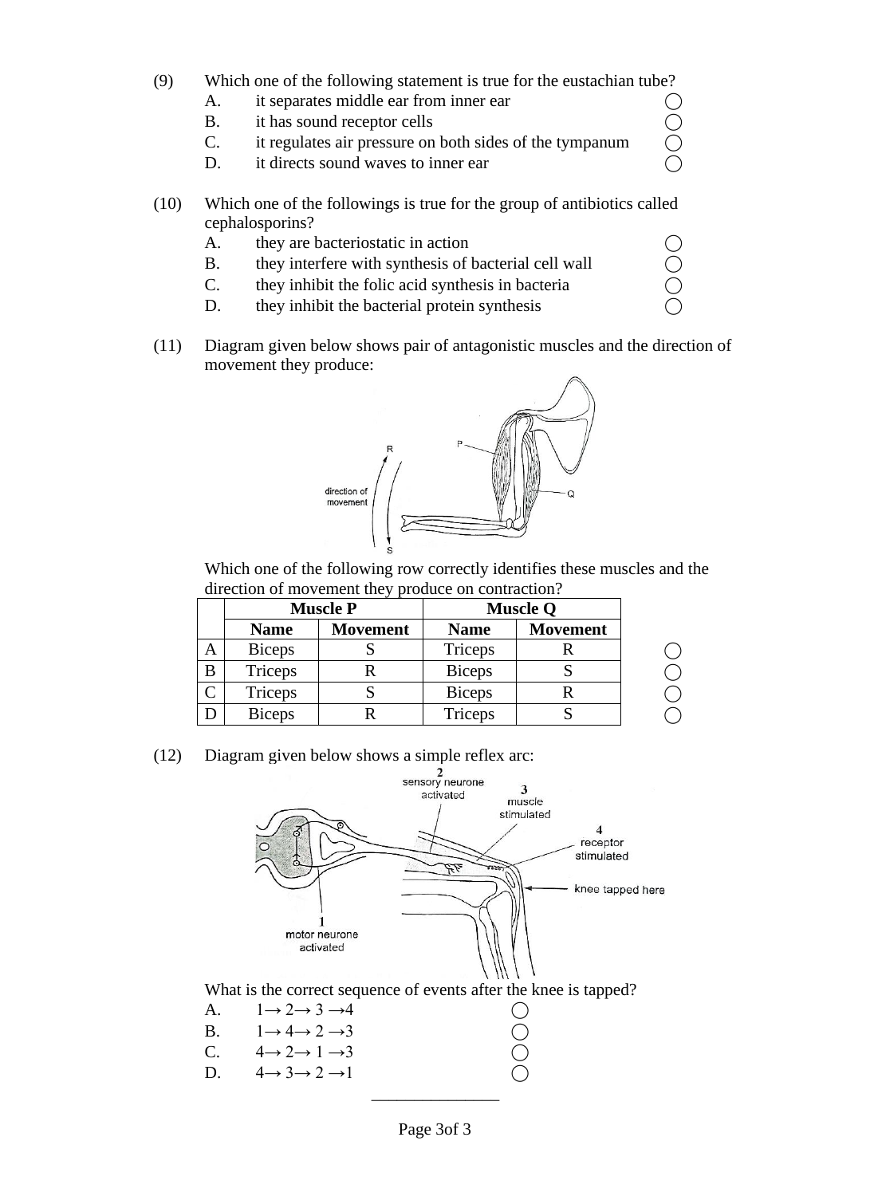(9) Which one of the following statement is true for the eustachian tube?

A. it separates middle ear from inner ear ◯
B. it has sound receptor cells ◯
C. it regulates air pressure on both sides of the tympanum ◯
D. it directs sound waves to inner ear ◯

(10) Which one of the followings is true for the group of antibiotics called cephalosporins?

A. they are bacteriostatic in action ◯
B. they interfere with synthesis of bacterial cell wall ◯
C. they inhibit the folic acid synthesis in bacteria ◯
D. they inhibit the bacterial protein synthesis ◯

(11) Diagram given below shows pair of antagonistic muscles and the direction of movement they produce:

Which one of the following row correctly identifies these muscles and the direction of movement they produce on contraction?

| | Muscle P | | Muscle Q | | |
|---|---|---|---|---|---|
| | **Name** | **Movement** | **Name** | **Movement** | |
| A | Biceps | S | Triceps | R | ◯ |
| B | Triceps | R | Biceps | S | ◯ |
| C | Triceps | S | Biceps | R | ◯ |
| D | Biceps | R | Triceps | S | ◯ |

(12) Diagram given below shows a simple reflex arc:

What is the correct sequence of events after the knee is tapped?

A. $1 \rightarrow 2 \rightarrow 3 \rightarrow 4$ ◯
B. $1 \rightarrow 4 \rightarrow 2 \rightarrow 3$ ◯
C. $4 \rightarrow 2 \rightarrow 1 \rightarrow 3$ ◯
D. $4 \rightarrow 3 \rightarrow 2 \rightarrow 1$ ◯

______________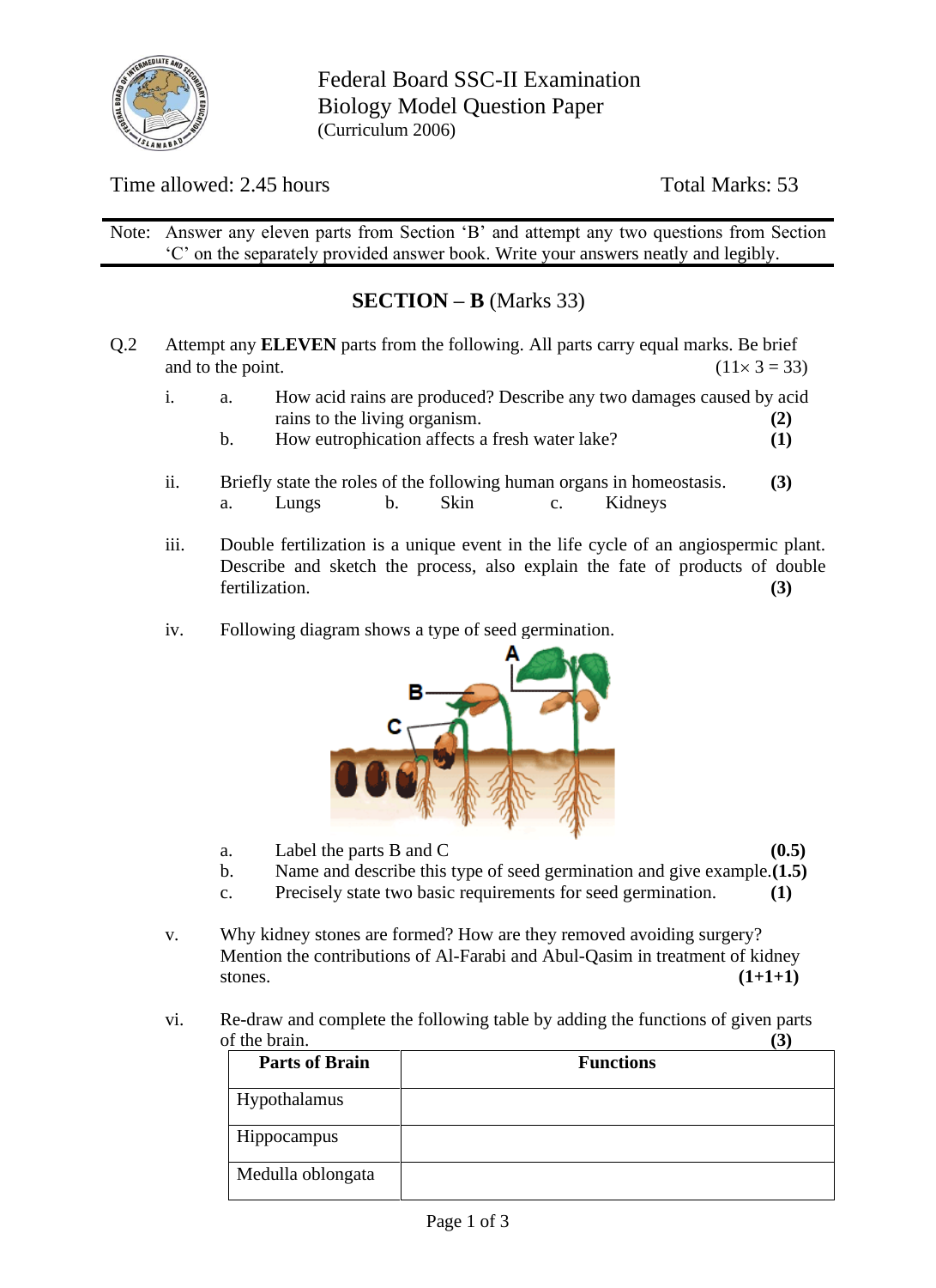Federal Board SSC-II Examination
Biology Model Question Paper
(Curriculum 2006)

Time allowed: 2.45 hours | Total Marks: 53

Note: Answer any eleven parts from Section 'B' and attempt any two questions from Section 'C' on the separately provided answer book. Write your answers neatly and legibly.

## SECTION – B (Marks 33)

Q.2 Attempt any **ELEVEN** parts from the following. All parts carry equal marks. Be brief and to the point. (11× 3 = 33)

i.
  a. How acid rains are produced? Describe any two damages caused by acid rains to the living organism. **(2)**
  b. How eutrophication affects a fresh water lake? **(1)**

ii. Briefly state the roles of the following human organs in homeostasis. **(3)**
  a. Lungs  b. Skin  c. Kidneys

iii. Double fertilization is a unique event in the life cycle of an angiospermic plant. Describe and sketch the process, also explain the fate of products of double fertilization. **(3)**

iv. Following diagram shows a type of seed germination.

  a. Label the parts B and C **(0.5)**
  b. Name and describe this type of seed germination and give example. **(1.5)**
  c. Precisely state two basic requirements for seed germination. **(1)**

v. Why kidney stones are formed? How are they removed avoiding surgery? Mention the contributions of Al-Farabi and Abul-Qasim in treatment of kidney stones. **(1+1+1)**

vi. Re-draw and complete the following table by adding the functions of given parts of the brain. **(3)**

| Parts of Brain | Functions |
|---|---|
| Hypothalamus | |
| Hippocampus | |
| Medulla oblongata | |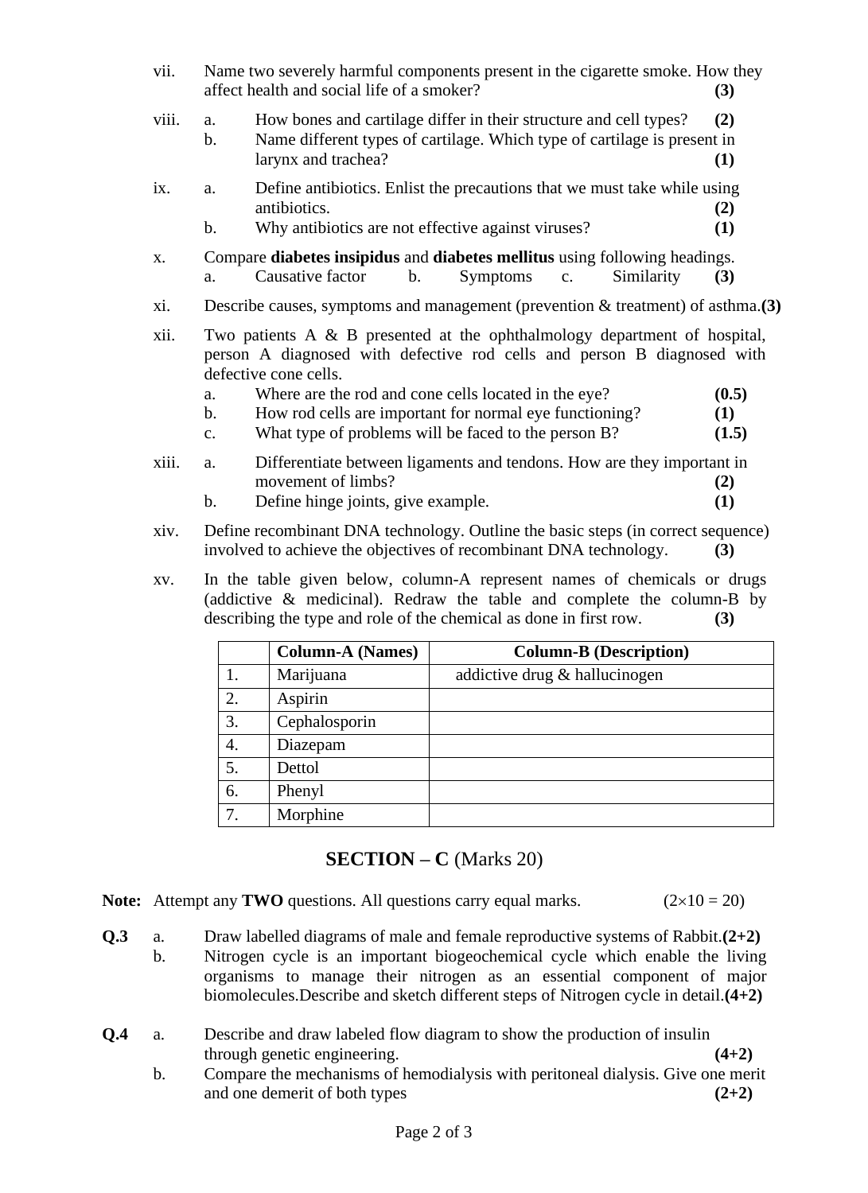vii. Name two severely harmful components present in the cigarette smoke. How they affect health and social life of a smoker? **(3)**

viii. a. How bones and cartilage differ in their structure and cell types? **(2)**
b. Name different types of cartilage. Which type of cartilage is present in larynx and trachea? **(1)**

ix. a. Define antibiotics. Enlist the precautions that we must take while using antibiotics. **(2)**
b. Why antibiotics are not effective against viruses? **(1)**

x. Compare **diabetes insipidus** and **diabetes mellitus** using following headings.
a. Causative factor b. Symptoms c. Similarity **(3)**

xi. Describe causes, symptoms and management (prevention & treatment) of asthma. **(3)**

xii. Two patients A & B presented at the ophthalmology department of hospital, person A diagnosed with defective rod cells and person B diagnosed with defective cone cells.
a. Where are the rod and cone cells located in the eye? **(0.5)**
b. How rod cells are important for normal eye functioning? **(1)**
c. What type of problems will be faced to the person B? **(1.5)**

xiii. a. Differentiate between ligaments and tendons. How are they important in movement of limbs? **(2)**
b. Define hinge joints, give example. **(1)**

xiv. Define recombinant DNA technology. Outline the basic steps (in correct sequence) involved to achieve the objectives of recombinant DNA technology. **(3)**

xv. In the table given below, column-A represent names of chemicals or drugs (addictive & medicinal). Redraw the table and complete the column-B by describing the type and role of the chemical as done in first row. **(3)**

| | Column-A (Names) | Column-B (Description) |
|---|---|---|
| 1. | Marijuana | addictive drug & hallucinogen |
| 2. | Aspirin | |
| 3. | Cephalosporin | |
| 4. | Diazepam | |
| 5. | Dettol | |
| 6. | Phenyl | |
| 7. | Morphine | |

## SECTION – C (Marks 20)

**Note:** Attempt any **TWO** questions. All questions carry equal marks. ($2 \times 10 = 20$)

**Q.3** a. Draw labelled diagrams of male and female reproductive systems of Rabbit. **(2+2)**
b. Nitrogen cycle is an important biogeochemical cycle which enable the living organisms to manage their nitrogen as an essential component of major biomolecules.Describe and sketch different steps of Nitrogen cycle in detail. **(4+2)**

**Q.4** a. Describe and draw labeled flow diagram to show the production of insulin through genetic engineering. **(4+2)**
b. Compare the mechanisms of hemodialysis with peritoneal dialysis. Give one merit and one demerit of both types **(2+2)**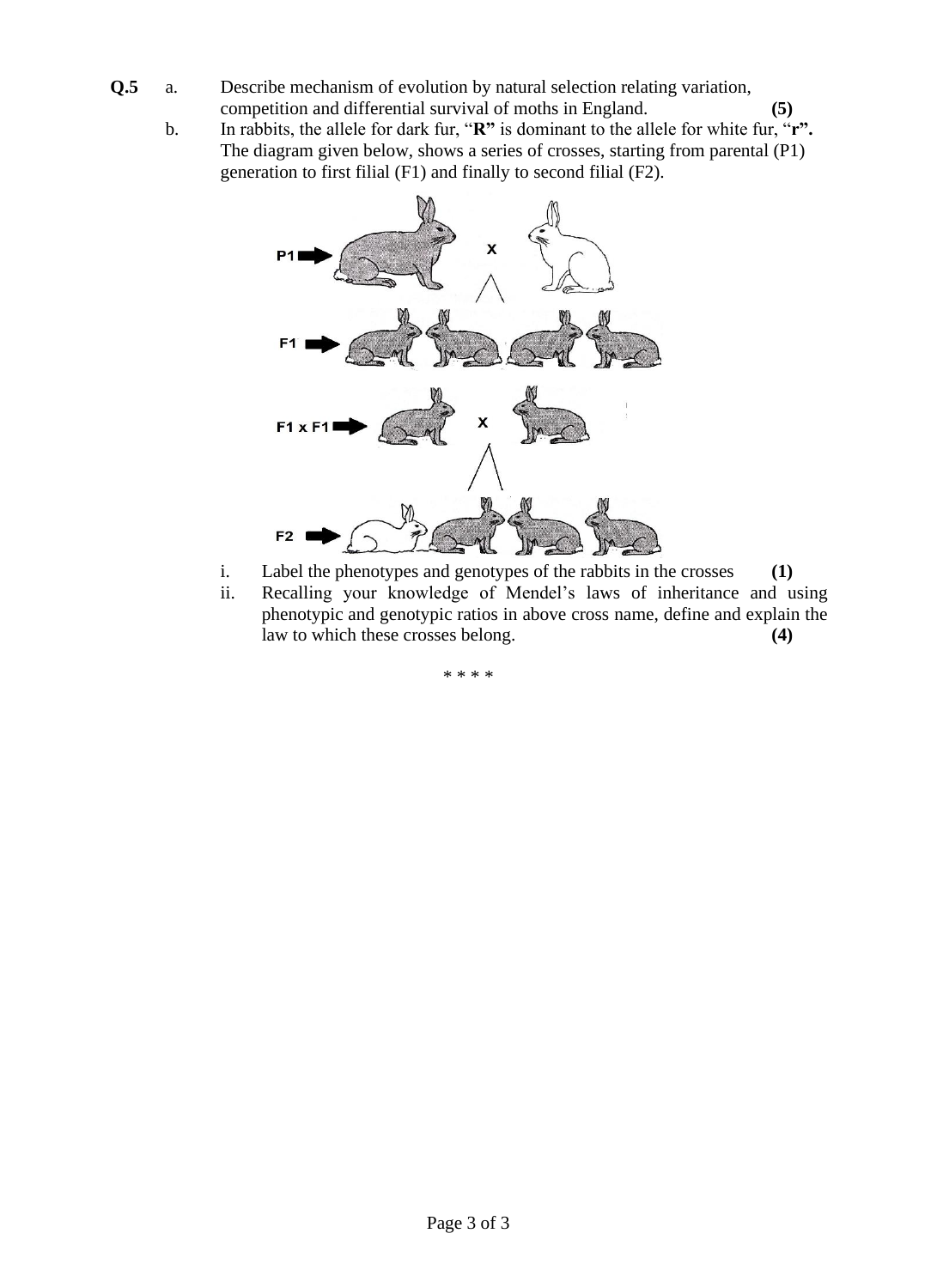**Q.5** a. Describe mechanism of evolution by natural selection relating variation, competition and differential survival of moths in England. **(5)**

b. In rabbits, the allele for dark fur, "**R**" is dominant to the allele for white fur, "**r**". The diagram given below, shows a series of crosses, starting from parental (P1) generation to first filial (F1) and finally to second filial (F2).

i. Label the phenotypes and genotypes of the rabbits in the crosses **(1)**

ii. Recalling your knowledge of Mendel's laws of inheritance and using phenotypic and genotypic ratios in above cross name, define and explain the law to which these crosses belong. **(4)**

* * * *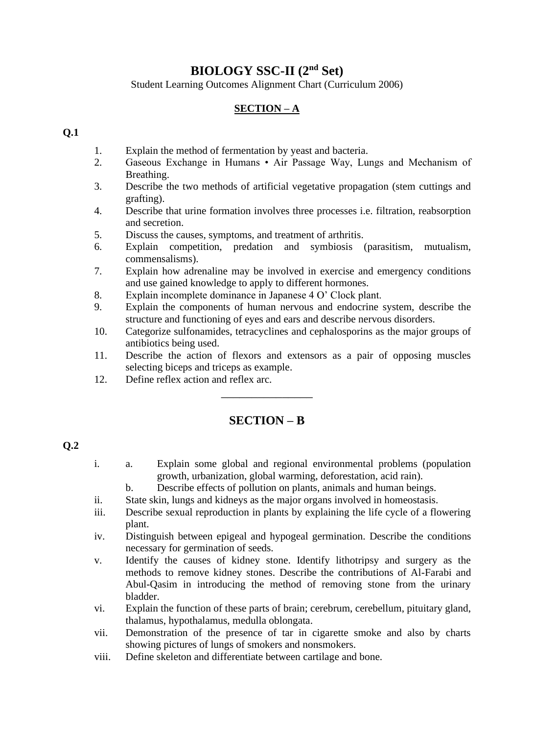# BIOLOGY SSC-II (2nd Set)

Student Learning Outcomes Alignment Chart (Curriculum 2006)

## SECTION – A

**Q.1**

1. Explain the method of fermentation by yeast and bacteria.
2. Gaseous Exchange in Humans • Air Passage Way, Lungs and Mechanism of Breathing.
3. Describe the two methods of artificial vegetative propagation (stem cuttings and grafting).
4. Describe that urine formation involves three processes i.e. filtration, reabsorption and secretion.
5. Discuss the causes, symptoms, and treatment of arthritis.
6. Explain competition, predation and symbiosis (parasitism, mutualism, commensalisms).
7. Explain how adrenaline may be involved in exercise and emergency conditions and use gained knowledge to apply to different hormones.
8. Explain incomplete dominance in Japanese 4 O' Clock plant.
9. Explain the components of human nervous and endocrine system, describe the structure and functioning of eyes and ears and describe nervous disorders.
10. Categorize sulfonamides, tetracyclines and cephalosporins as the major groups of antibiotics being used.
11. Describe the action of flexors and extensors as a pair of opposing muscles selecting biceps and triceps as example.
12. Define reflex action and reflex arc.

---

## SECTION – B

**Q.2**

- i.
  - a. Explain some global and regional environmental problems (population growth, urbanization, global warming, deforestation, acid rain).
  - b. Describe effects of pollution on plants, animals and human beings.
- ii. State skin, lungs and kidneys as the major organs involved in homeostasis.
- iii. Describe sexual reproduction in plants by explaining the life cycle of a flowering plant.
- iv. Distinguish between epigeal and hypogeal germination. Describe the conditions necessary for germination of seeds.
- v. Identify the causes of kidney stone. Identify lithotripsy and surgery as the methods to remove kidney stones. Describe the contributions of Al-Farabi and Abul-Qasim in introducing the method of removing stone from the urinary bladder.
- vi. Explain the function of these parts of brain; cerebrum, cerebellum, pituitary gland, thalamus, hypothalamus, medulla oblongata.
- vii. Demonstration of the presence of tar in cigarette smoke and also by charts showing pictures of lungs of smokers and nonsmokers.
- viii. Define skeleton and differentiate between cartilage and bone.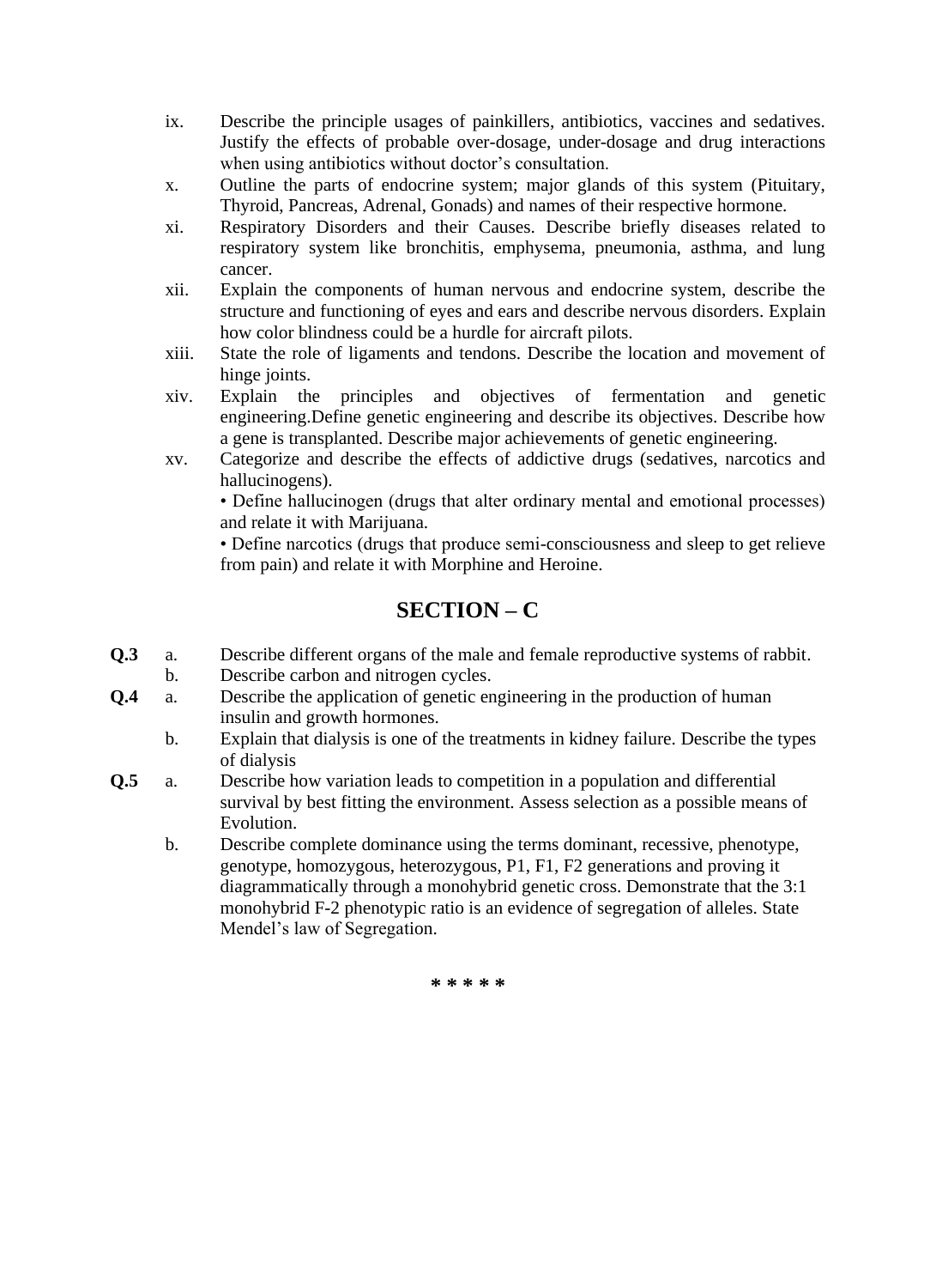ix. Describe the principle usages of painkillers, antibiotics, vaccines and sedatives. Justify the effects of probable over-dosage, under-dosage and drug interactions when using antibiotics without doctor's consultation.

x. Outline the parts of endocrine system; major glands of this system (Pituitary, Thyroid, Pancreas, Adrenal, Gonads) and names of their respective hormone.

xi. Respiratory Disorders and their Causes. Describe briefly diseases related to respiratory system like bronchitis, emphysema, pneumonia, asthma, and lung cancer.

xii. Explain the components of human nervous and endocrine system, describe the structure and functioning of eyes and ears and describe nervous disorders. Explain how color blindness could be a hurdle for aircraft pilots.

xiii. State the role of ligaments and tendons. Describe the location and movement of hinge joints.

xiv. Explain the principles and objectives of fermentation and genetic engineering.Define genetic engineering and describe its objectives. Describe how a gene is transplanted. Describe major achievements of genetic engineering.

xv. Categorize and describe the effects of addictive drugs (sedatives, narcotics and hallucinogens).
• Define hallucinogen (drugs that alter ordinary mental and emotional processes) and relate it with Marijuana.
• Define narcotics (drugs that produce semi-consciousness and sleep to get relieve from pain) and relate it with Morphine and Heroine.

## SECTION – C

**Q.3** a. Describe different organs of the male and female reproductive systems of rabbit.

b. Describe carbon and nitrogen cycles.

**Q.4** a. Describe the application of genetic engineering in the production of human insulin and growth hormones.

b. Explain that dialysis is one of the treatments in kidney failure. Describe the types of dialysis

**Q.5** a. Describe how variation leads to competition in a population and differential survival by best fitting the environment. Assess selection as a possible means of Evolution.

b. Describe complete dominance using the terms dominant, recessive, phenotype, genotype, homozygous, heterozygous, P1, F1, F2 generations and proving it diagrammatically through a monohybrid genetic cross. Demonstrate that the 3:1 monohybrid F-2 phenotypic ratio is an evidence of segregation of alleles. State Mendel's law of Segregation.

\* \* \* \* \*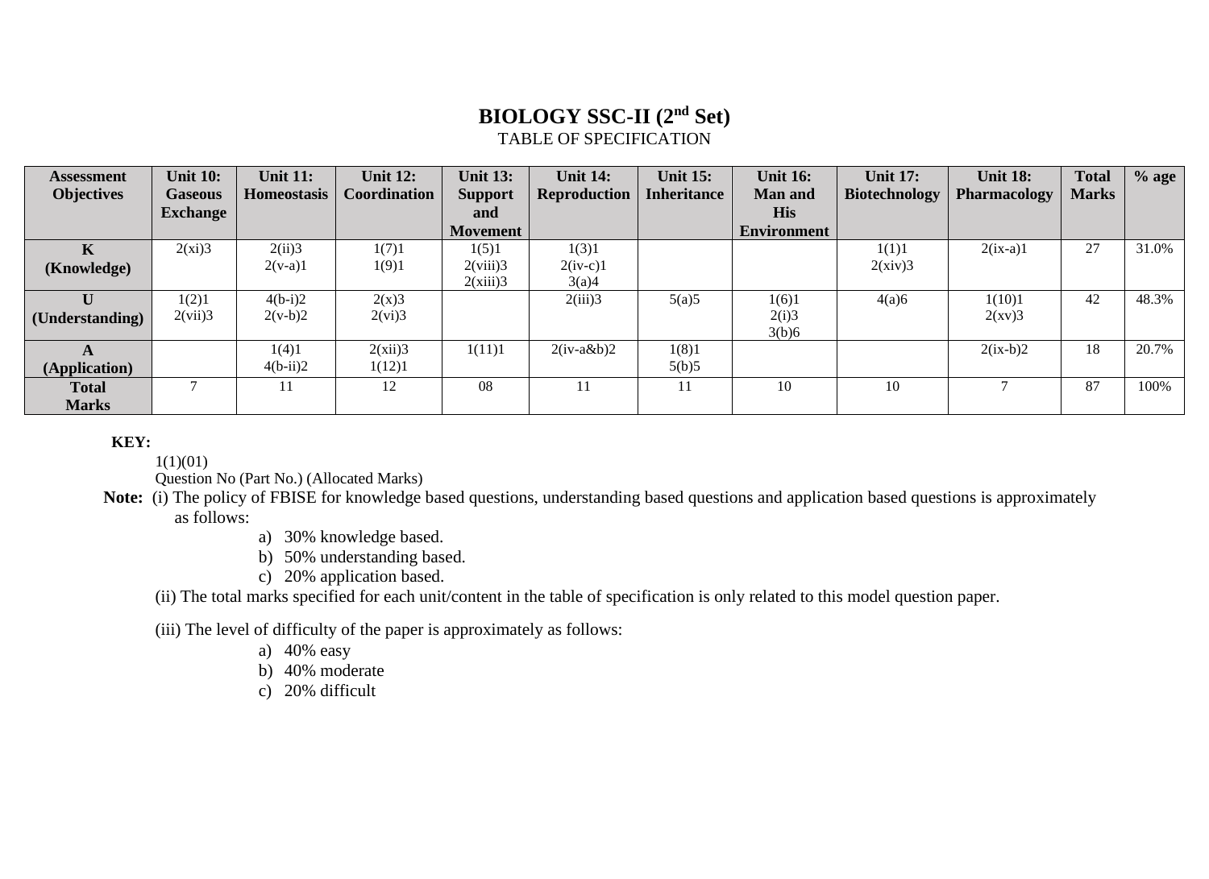# BIOLOGY SSC-II (2nd Set)

TABLE OF SPECIFICATION

| Assessment Objectives | Unit 10: Gaseous Exchange | Unit 11: Homeostasis | Unit 12: Coordination | Unit 13: Support and Movement | Unit 14: Reproduction | Unit 15: Inheritance | Unit 16: Man and His Environment | Unit 17: Biotechnology | Unit 18: Pharmacology | Total Marks | % age |
|---|---|---|---|---|---|---|---|---|---|---|---|
| **K (Knowledge)** | 2(xi)3 | 2(ii)3<br>2(v-a)1 | 1(7)1<br>1(9)1 | 1(5)1<br>2(viii)3<br>2(xiii)3 | 1(3)1<br>2(iv-c)1<br>3(a)4 | | | 1(1)1<br>2(xiv)3 | 2(ix-a)1 | 27 | 31.0% |
| **U (Understanding)** | 1(2)1<br>2(vii)3 | 4(b-i)2<br>2(v-b)2 | 2(x)3<br>2(vi)3 | | 2(iii)3 | 5(a)5 | 1(6)1<br>2(i)3<br>3(b)6 | 4(a)6 | 1(10)1<br>2(xv)3 | 42 | 48.3% |
| **A (Application)** | | 1(4)1<br>4(b-ii)2 | 2(xii)3<br>1(12)1 | 1(11)1 | 2(iv-a&b)2 | 1(8)1<br>5(b)5 | | | 2(ix-b)2 | 18 | 20.7% |
| **Total Marks** | 7 | 11 | 12 | 08 | 11 | 11 | 10 | 10 | 7 | 87 | 100% |

**KEY:**

1(1)(01)
Question No (Part No.) (Allocated Marks)

**Note:** (i) The policy of FBISE for knowledge based questions, understanding based questions and application based questions is approximately as follows:

a) 30% knowledge based.
b) 50% understanding based.
c) 20% application based.

(ii) The total marks specified for each unit/content in the table of specification is only related to this model question paper.

(iii) The level of difficulty of the paper is approximately as follows:

a) 40% easy
b) 40% moderate
c) 20% difficult